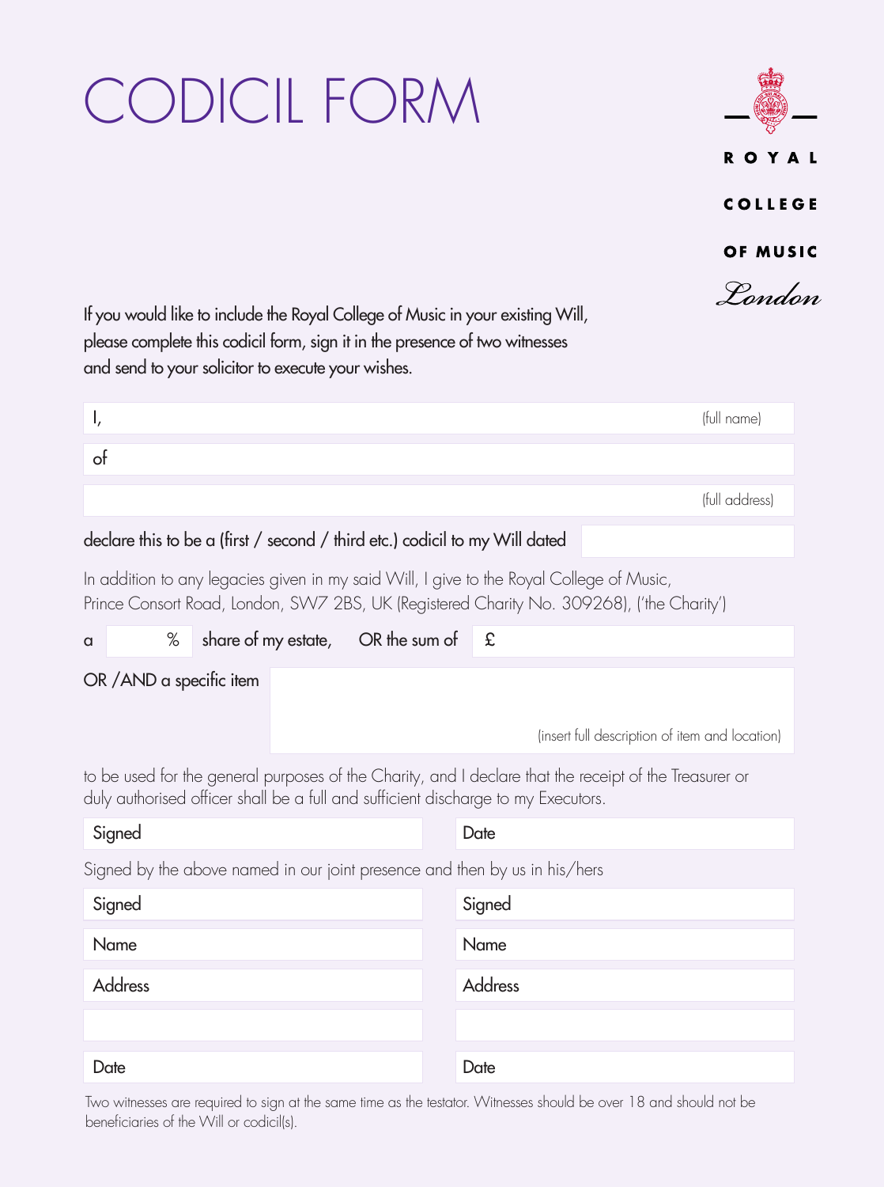# CODICIL FORM

ROYAL COLLEGE OF MUSIC *London*

If you would like to include the Royal College of Music in your existing Will, please complete this codicil form, sign it in the presence of two witnesses and send to your solicitor to execute your wishes.

I, ______________________________ (full name)

of ______________________________

______________________________ (full address)

declare this to be a (first / second / third etc.) codicil to my Will dated ______________

In addition to any legacies given in my said Will, I give to the Royal College of Music, Prince Consort Road, London, SW7 2BS, UK (Registered Charity No. 309268), ('the Charity')

a ______ % share of my estate, OR the sum of £ ______________

OR /AND a specific item ______________________________ (insert full description of item and location)

to be used for the general purposes of the Charity, and I declare that the receipt of the Treasurer or duly authorised officer shall be a full and sufficient discharge to my Executors.

| Signed | Date |
|---|---|

Signed by the above named in our joint presence and then by us in his/hers

| | |
|---|---|
| Signed | Signed |
| Name | Name |
| Address | Address |
| | |
| Date | Date |

Two witnesses are required to sign at the same time as the testator. Witnesses should be over 18 and should not be beneficiaries of the Will or codicil(s).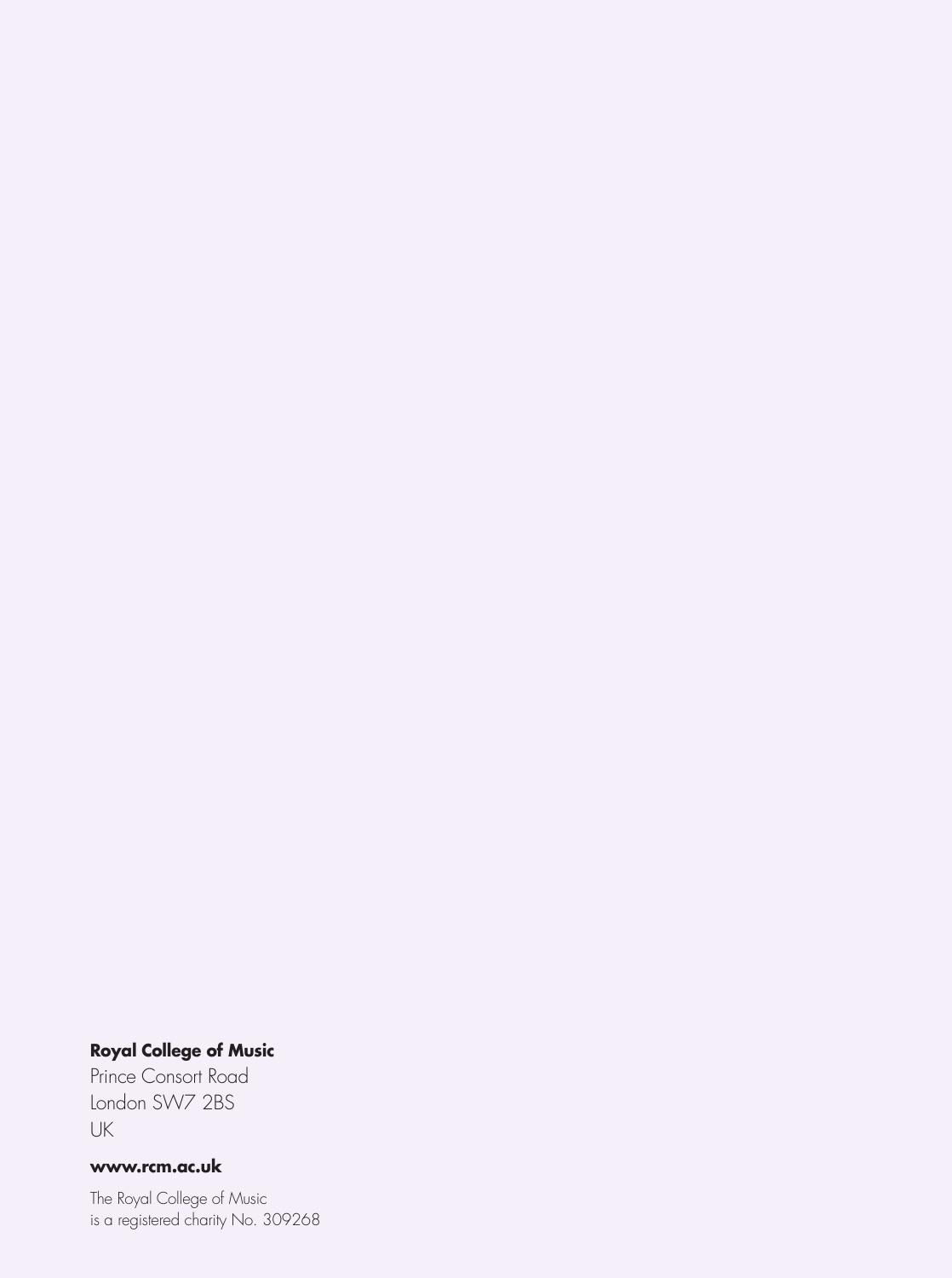**Royal College of Music**

Prince Consort Road
London SW7 2BS
UK

**www.rcm.ac.uk**

The Royal College of Music
is a registered charity No. 309268